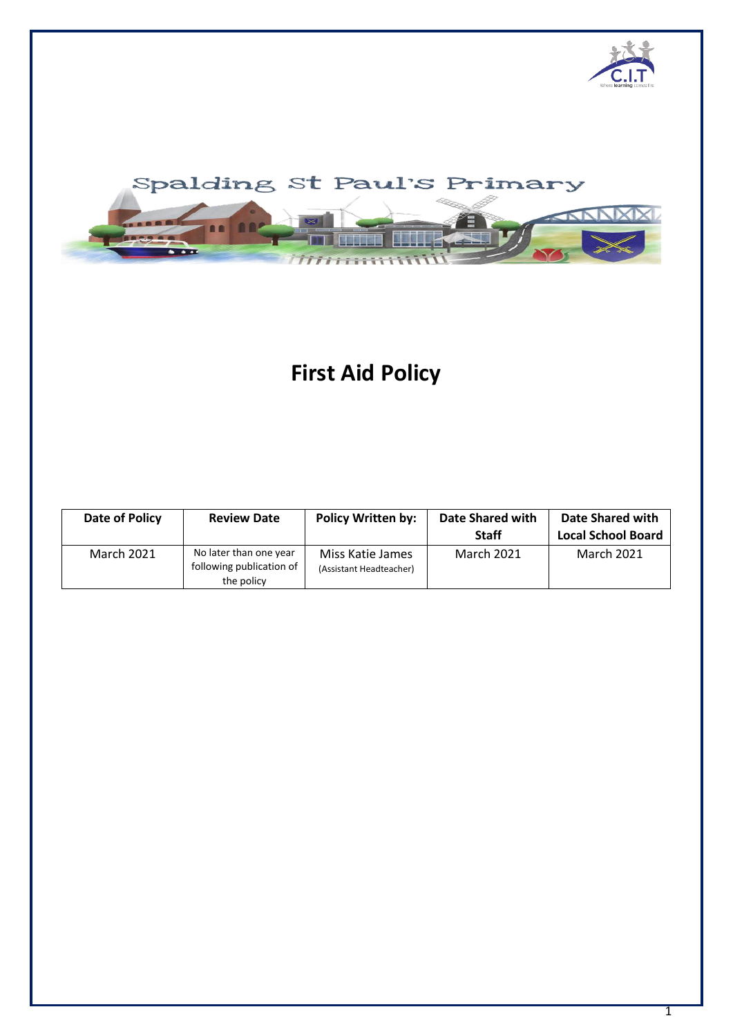Spalding St Paul's Primary

# First Aid Policy

| Date of Policy | Review Date | Policy Written by: | Date Shared with Staff | Date Shared with Local School Board |
|---|---|---|---|---|
| March 2021 | No later than one year following publication of the policy | Miss Katie James (Assistant Headteacher) | March 2021 | March 2021 |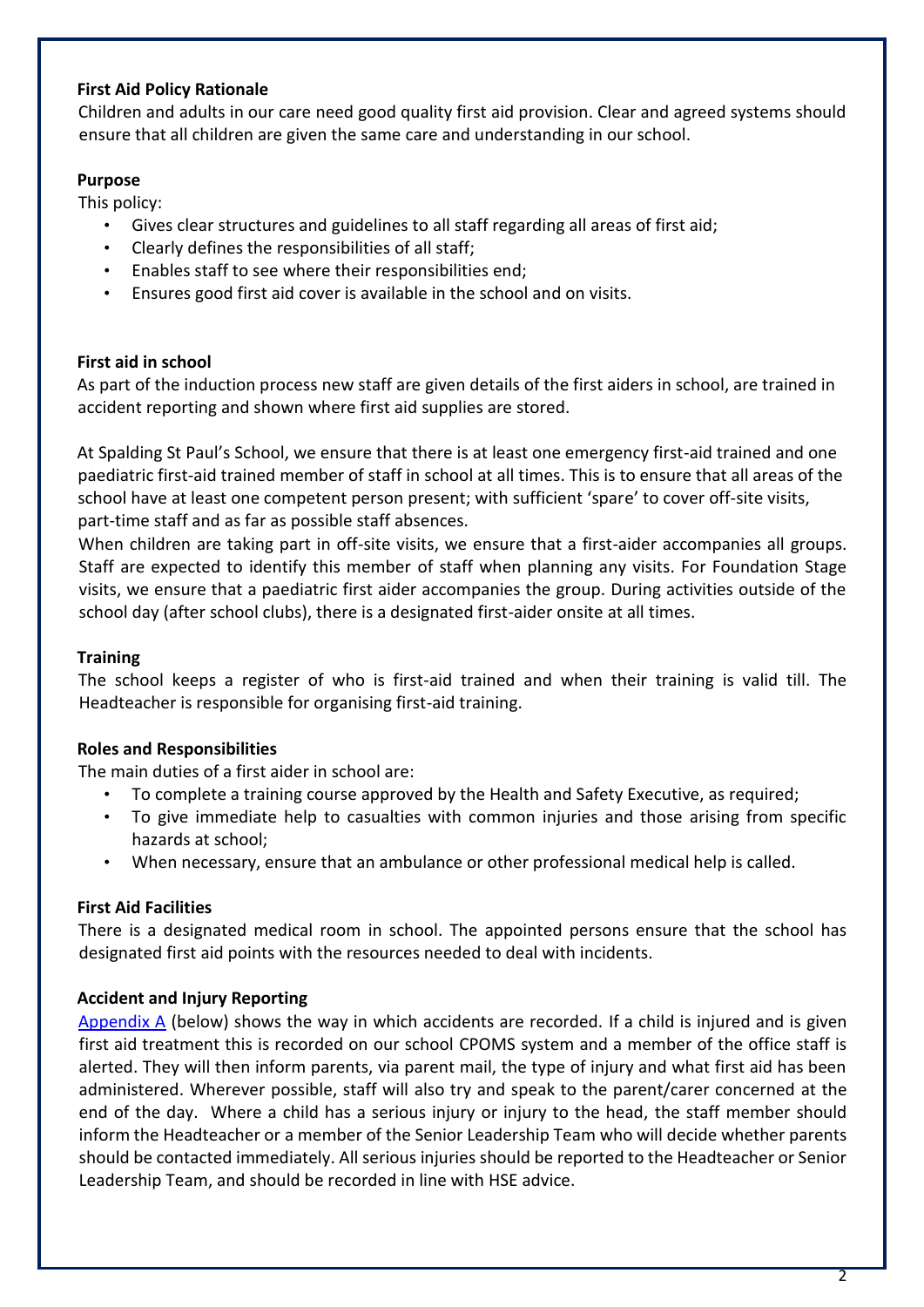### First Aid Policy Rationale

Children and adults in our care need good quality first aid provision. Clear and agreed systems should ensure that all children are given the same care and understanding in our school.

### Purpose

This policy:

- Gives clear structures and guidelines to all staff regarding all areas of first aid;
- Clearly defines the responsibilities of all staff;
- Enables staff to see where their responsibilities end;
- Ensures good first aid cover is available in the school and on visits.

### First aid in school

As part of the induction process new staff are given details of the first aiders in school, are trained in accident reporting and shown where first aid supplies are stored.

At Spalding St Paul's School, we ensure that there is at least one emergency first-aid trained and one paediatric first-aid trained member of staff in school at all times. This is to ensure that all areas of the school have at least one competent person present; with sufficient 'spare' to cover off-site visits, part-time staff and as far as possible staff absences.

When children are taking part in off-site visits, we ensure that a first-aider accompanies all groups. Staff are expected to identify this member of staff when planning any visits. For Foundation Stage visits, we ensure that a paediatric first aider accompanies the group. During activities outside of the school day (after school clubs), there is a designated first-aider onsite at all times.

### Training

The school keeps a register of who is first-aid trained and when their training is valid till. The Headteacher is responsible for organising first-aid training.

### Roles and Responsibilities

The main duties of a first aider in school are:

- To complete a training course approved by the Health and Safety Executive, as required;
- To give immediate help to casualties with common injuries and those arising from specific hazards at school;
- When necessary, ensure that an ambulance or other professional medical help is called.

### First Aid Facilities

There is a designated medical room in school. The appointed persons ensure that the school has designated first aid points with the resources needed to deal with incidents.

### Accident and Injury Reporting

Appendix A (below) shows the way in which accidents are recorded. If a child is injured and is given first aid treatment this is recorded on our school CPOMS system and a member of the office staff is alerted. They will then inform parents, via parent mail, the type of injury and what first aid has been administered. Wherever possible, staff will also try and speak to the parent/carer concerned at the end of the day. Where a child has a serious injury or injury to the head, the staff member should inform the Headteacher or a member of the Senior Leadership Team who will decide whether parents should be contacted immediately. All serious injuries should be reported to the Headteacher or Senior Leadership Team, and should be recorded in line with HSE advice.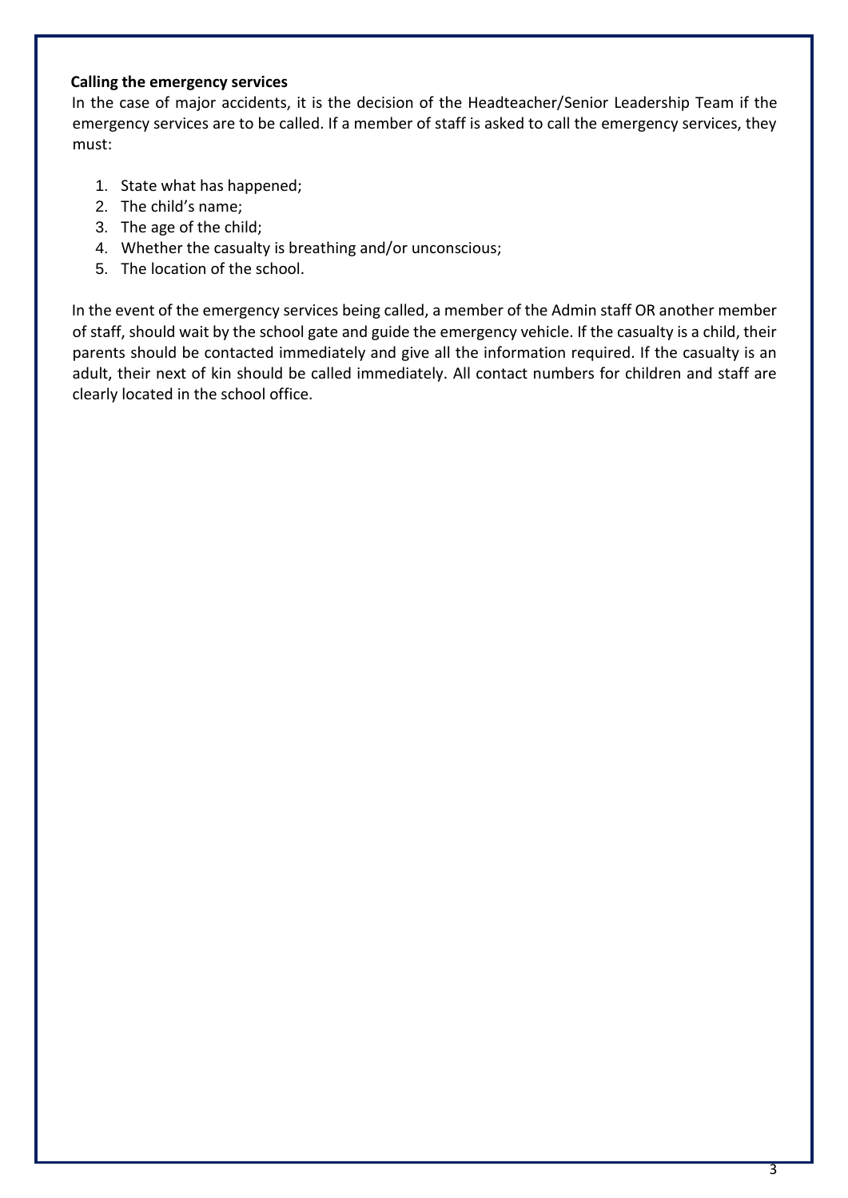**Calling the emergency services**

In the case of major accidents, it is the decision of the Headteacher/Senior Leadership Team if the emergency services are to be called. If a member of staff is asked to call the emergency services, they must:

1. State what has happened;
2. The child's name;
3. The age of the child;
4. Whether the casualty is breathing and/or unconscious;
5. The location of the school.

In the event of the emergency services being called, a member of the Admin staff OR another member of staff, should wait by the school gate and guide the emergency vehicle. If the casualty is a child, their parents should be contacted immediately and give all the information required. If the casualty is an adult, their next of kin should be called immediately. All contact numbers for children and staff are clearly located in the school office.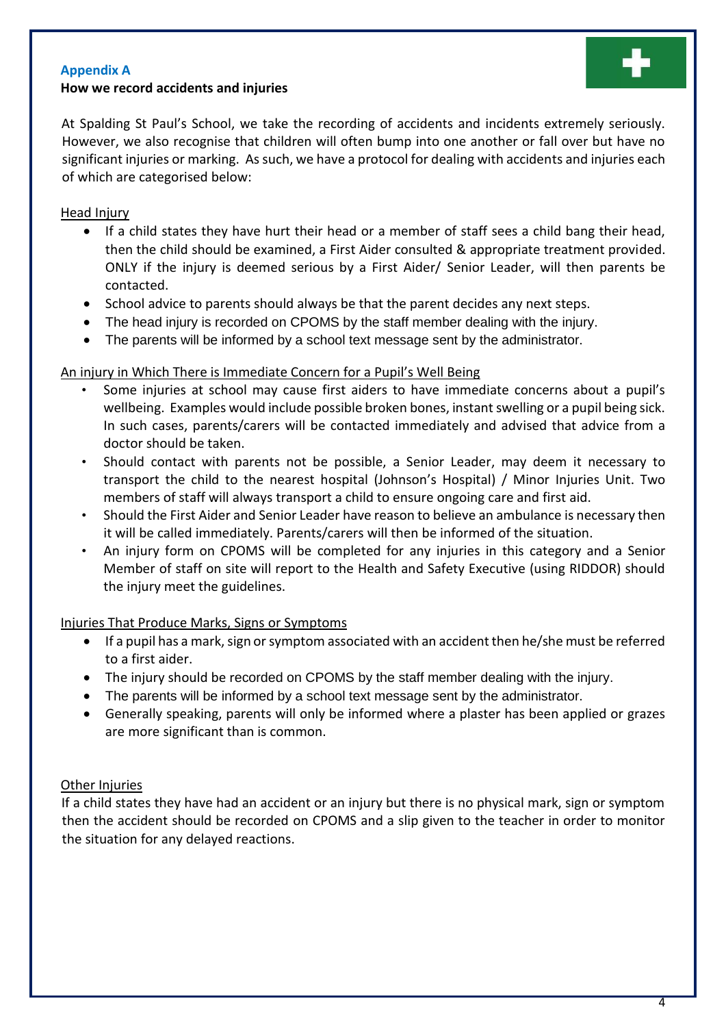**Appendix A**

**How we record accidents and injuries**

At Spalding St Paul's School, we take the recording of accidents and incidents extremely seriously. However, we also recognise that children will often bump into one another or fall over but have no significant injuries or marking. As such, we have a protocol for dealing with accidents and injuries each of which are categorised below:

Head Injury

- If a child states they have hurt their head or a member of staff sees a child bang their head, then the child should be examined, a First Aider consulted & appropriate treatment provided. ONLY if the injury is deemed serious by a First Aider/ Senior Leader, will then parents be contacted.
- School advice to parents should always be that the parent decides any next steps.
- The head injury is recorded on CPOMS by the staff member dealing with the injury.
- The parents will be informed by a school text message sent by the administrator.

An injury in Which There is Immediate Concern for a Pupil's Well Being

- Some injuries at school may cause first aiders to have immediate concerns about a pupil's wellbeing. Examples would include possible broken bones, instant swelling or a pupil being sick. In such cases, parents/carers will be contacted immediately and advised that advice from a doctor should be taken.
- Should contact with parents not be possible, a Senior Leader, may deem it necessary to transport the child to the nearest hospital (Johnson's Hospital) / Minor Injuries Unit. Two members of staff will always transport a child to ensure ongoing care and first aid.
- Should the First Aider and Senior Leader have reason to believe an ambulance is necessary then it will be called immediately. Parents/carers will then be informed of the situation.
- An injury form on CPOMS will be completed for any injuries in this category and a Senior Member of staff on site will report to the Health and Safety Executive (using RIDDOR) should the injury meet the guidelines.

Injuries That Produce Marks, Signs or Symptoms

- If a pupil has a mark, sign or symptom associated with an accident then he/she must be referred to a first aider.
- The injury should be recorded on CPOMS by the staff member dealing with the injury.
- The parents will be informed by a school text message sent by the administrator.
- Generally speaking, parents will only be informed where a plaster has been applied or grazes are more significant than is common.

Other Injuries

If a child states they have had an accident or an injury but there is no physical mark, sign or symptom then the accident should be recorded on CPOMS and a slip given to the teacher in order to monitor the situation for any delayed reactions.